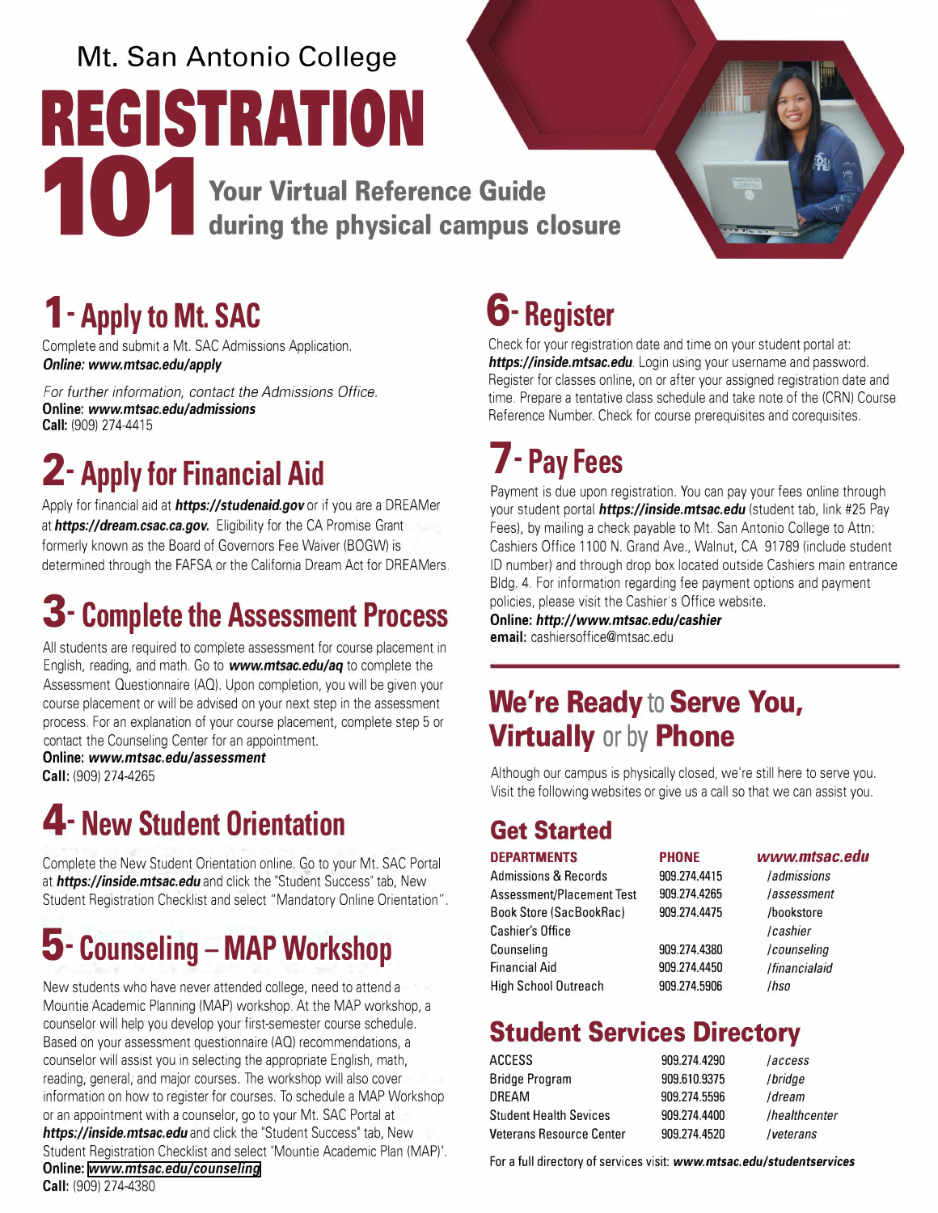Mt. San Antonio College

# REGISTRATION 101

## Your Virtual Reference Guide during the physical campus closure

## 1- Apply to Mt. SAC

Complete and submit a Mt. SAC Admissions Application.
**Online: *www.mtsac.edu/apply***

*For further information, contact the Admissions Office.*
**Online: *www.mtsac.edu/admissions***
**Call:** (909) 274-4415

## 2- Apply for Financial Aid

Apply for financial aid at ***https://studenaid.gov*** or if you are a DREAMer at ***https://dream.csac.ca.gov.*** Eligibility for the CA Promise Grant formerly known as the Board of Governors Fee Waiver (BOGW) is determined through the FAFSA or the California Dream Act for DREAMers.

## 3- Complete the Assessment Process

All students are required to complete assessment for course placement in English, reading, and math. Go to ***www.mtsac.edu/aq*** to complete the Assessment Questionnaire (AQ). Upon completion, you will be given your course placement or will be advised on your next step in the assessment process. For an explanation of your course placement, complete step 5 or contact the Counseling Center for an appointment.
**Online: *www.mtsac.edu/assessment***
**Call:** (909) 274-4265

## 4- New Student Orientation

Complete the New Student Orientation online. Go to your Mt. SAC Portal at ***https://inside.mtsac.edu*** and click the "Student Success" tab, New Student Registration Checklist and select "Mandatory Online Orientation".

## 5- Counseling – MAP Workshop

New students who have never attended college, need to attend a Mountie Academic Planning (MAP) workshop. At the MAP workshop, a counselor will help you develop your first-semester course schedule. Based on your assessment questionnaire (AQ) recommendations, a counselor will assist you in selecting the appropriate English, math, reading, general, and major courses. The workshop will also cover information on how to register for courses. To schedule a MAP Workshop or an appointment with a counselor, go to your Mt. SAC Portal at ***https://inside.mtsac.edu*** and click the "Student Success" tab, New Student Registration Checklist and select "Mountie Academic Plan (MAP)".
**Online: *www.mtsac.edu/counseling***
**Call:** (909) 274-4380

## 6- Register

Check for your registration date and time on your student portal at: ***https://inside.mtsac.edu***. Login using your username and password. Register for classes online, on or after your assigned registration date and time. Prepare a tentative class schedule and take note of the (CRN) Course Reference Number. Check for course prerequisites and corequisites.

## 7- Pay Fees

Payment is due upon registration. You can pay your fees online through your student portal ***https://inside.mtsac.edu*** (student tab, link #25 Pay Fees), by mailing a check payable to Mt. San Antonio College to Attn: Cashiers Office 1100 N. Grand Ave., Walnut, CA 91789 (include student ID number) and through drop box located outside Cashiers main entrance Bldg. 4. For information regarding fee payment options and payment policies, please visit the Cashier's Office website.
**Online: *http://www.mtsac.edu/cashier***
**email:** cashiersoffice@mtsac.edu

## We're Ready to Serve You, Virtually or by Phone

Although our campus is physically closed, we're still here to serve you. Visit the following websites or give us a call so that we can assist you.

### Get Started

| DEPARTMENTS | PHONE | *www.mtsac.edu* |
|---|---|---|
| Admissions & Records | 909.274.4415 | */admissions* |
| Assessment/Placement Test | 909.274.4265 | */assessment* |
| Book Store (SacBookRac) | 909.274.4475 | */bookstore* |
| Cashier's Office | | */cashier* |
| Counseling | 909.274.4380 | */counseling* |
| Financial Aid | 909.274.4450 | */financialaid* |
| High School Outreach | 909.274.5906 | */hso* |

### Student Services Directory

| | | |
|---|---|---|
| ACCESS | 909.274.4290 | */access* |
| Bridge Program | 909.610.9375 | */bridge* |
| DREAM | 909.274.5596 | */dream* |
| Student Health Sevices | 909.274.4400 | */healthcenter* |
| Veterans Resource Center | 909.274.4520 | */veterans* |

For a full directory of services visit: ***www.mtsac.edu/studentservices***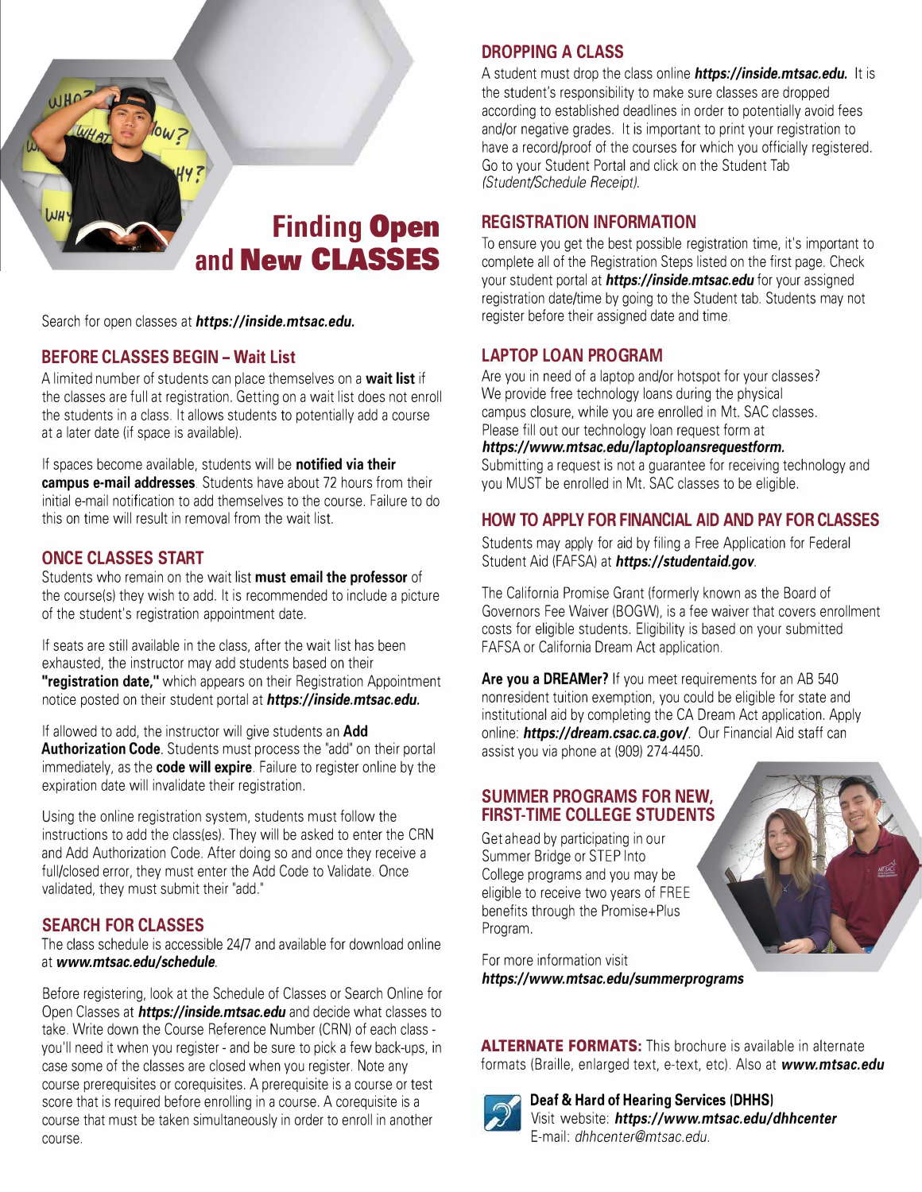# Finding **Open** and **New CLASSES**

Search for open classes at ***https://inside.mtsac.edu.***

## BEFORE CLASSES BEGIN – Wait List

A limited number of students can place themselves on a **wait list** if the classes are full at registration. Getting on a wait list does not enroll the students in a class. It allows students to potentially add a course at a later date (if space is available).

If spaces become available, students will be **notified via their campus e-mail addresses**. Students have about 72 hours from their initial e-mail notification to add themselves to the course. Failure to do this on time will result in removal from the wait list.

## ONCE CLASSES START

Students who remain on the wait list **must email the professor** of the course(s) they wish to add. It is recommended to include a picture of the student's registration appointment date.

If seats are still available in the class, after the wait list has been exhausted, the instructor may add students based on their **"registration date,"** which appears on their Registration Appointment notice posted on their student portal at ***https://inside.mtsac.edu.***

If allowed to add, the instructor will give students an **Add Authorization Code**. Students must process the "add" on their portal immediately, as the **code will expire**. Failure to register online by the expiration date will invalidate their registration.

Using the online registration system, students must follow the instructions to add the class(es). They will be asked to enter the CRN and Add Authorization Code. After doing so and once they receive a full/closed error, they must enter the Add Code to Validate. Once validated, they must submit their "add."

## SEARCH FOR CLASSES

The class schedule is accessible 24/7 and available for download online at ***www.mtsac.edu/schedule***.

Before registering, look at the Schedule of Classes or Search Online for Open Classes at ***https://inside.mtsac.edu*** and decide what classes to take. Write down the Course Reference Number (CRN) of each class - you'll need it when you register - and be sure to pick a few back-ups, in case some of the classes are closed when you register. Note any course prerequisites or corequisites. A prerequisite is a course or test score that is required before enrolling in a course. A corequisite is a course that must be taken simultaneously in order to enroll in another course.

## DROPPING A CLASS

A student must drop the class online ***https://inside.mtsac.edu.*** It is the student's responsibility to make sure classes are dropped according to established deadlines in order to potentially avoid fees and/or negative grades. It is important to print your registration to have a record/proof of the courses for which you officially registered. Go to your Student Portal and click on the Student Tab *(Student/Schedule Receipt).*

## REGISTRATION INFORMATION

To ensure you get the best possible registration time, it's important to complete all of the Registration Steps listed on the first page. Check your student portal at ***https://inside.mtsac.edu*** for your assigned registration date/time by going to the Student tab. Students may not register before their assigned date and time.

## LAPTOP LOAN PROGRAM

Are you in need of a laptop and/or hotspot for your classes? We provide free technology loans during the physical campus closure, while you are enrolled in Mt. SAC classes. Please fill out our technology loan request form at ***https://www.mtsac.edu/laptoploansrequestform.*** Submitting a request is not a guarantee for receiving technology and you MUST be enrolled in Mt. SAC classes to be eligible.

## HOW TO APPLY FOR FINANCIAL AID AND PAY FOR CLASSES

Students may apply for aid by filing a Free Application for Federal Student Aid (FAFSA) at ***https://studentaid.gov***.

The California Promise Grant (formerly known as the Board of Governors Fee Waiver (BOGW), is a fee waiver that covers enrollment costs for eligible students. Eligibility is based on your submitted FAFSA or California Dream Act application.

**Are you a DREAMer?** If you meet requirements for an AB 540 nonresident tuition exemption, you could be eligible for state and institutional aid by completing the CA Dream Act application. Apply online: ***https://dream.csac.ca.gov/***. Our Financial Aid staff can assist you via phone at (909) 274-4450.

## SUMMER PROGRAMS FOR NEW, FIRST-TIME COLLEGE STUDENTS

Get ahead by participating in our Summer Bridge or STEP Into College programs and you may be eligible to receive two years of FREE benefits through the Promise+Plus Program.

For more information visit ***https://www.mtsac.edu/summerprograms***

**ALTERNATE FORMATS:** This brochure is available in alternate formats (Braille, enlarged text, e-text, etc). Also at ***www.mtsac.edu***

**Deaf & Hard of Hearing Services (DHHS)**
Visit website: ***https://www.mtsac.edu/dhhcenter***
E-mail: *dhhcenter@mtsac.edu.*